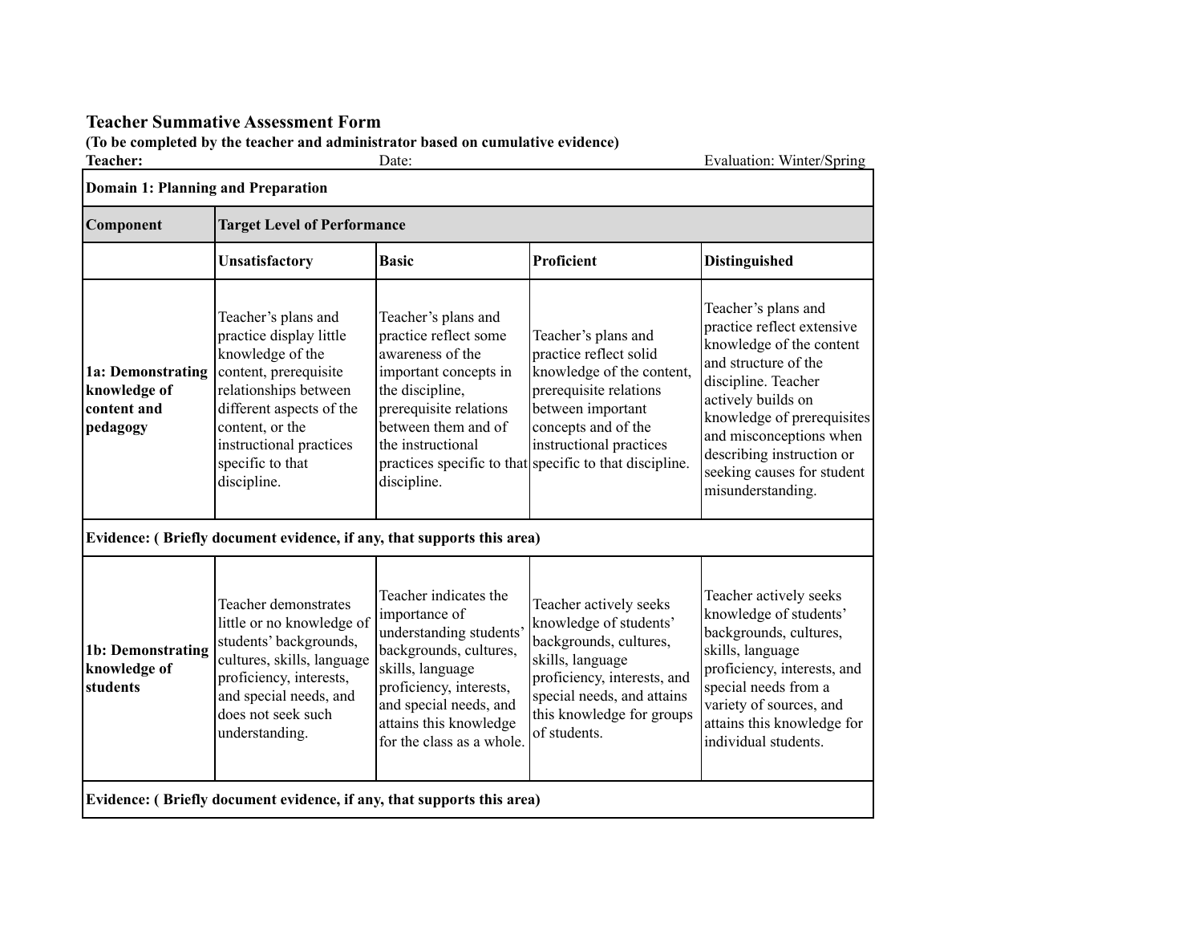# Teacher Summative Assessment Form

**(To be completed by the teacher and administrator based on cumulative evidence)**

**Teacher:** Date: Evaluation: Winter/Spring

| **Domain 1: Planning and Preparation** | | | | |
|---|---|---|---|---|
| **Component** | **Target Level of Performance** | | | |
| | **Unsatisfactory** | **Basic** | **Proficient** | **Distinguished** |
| **1a: Demonstrating knowledge of content and pedagogy** | Teacher's plans and practice display little knowledge of the content, prerequisite relationships between different aspects of the content, or the instructional practices specific to that discipline. | Teacher's plans and practice reflect some awareness of the important concepts in the discipline, prerequisite relations between them and of the instructional practices specific to that discipline. | Teacher's plans and practice reflect solid knowledge of the content, prerequisite relations between important concepts and of the instructional practices specific to that discipline. | Teacher's plans and practice reflect extensive knowledge of the content and structure of the discipline. Teacher actively builds on knowledge of prerequisites and misconceptions when describing instruction or seeking causes for student misunderstanding. |
| **Evidence: ( Briefly document evidence, if any, that supports this area)** | | | | |
| **1b: Demonstrating knowledge of students** | Teacher demonstrates little or no knowledge of students' backgrounds, cultures, skills, language proficiency, interests, and special needs, and does not seek such understanding. | Teacher indicates the importance of understanding students' backgrounds, cultures, skills, language proficiency, interests, and special needs, and attains this knowledge for the class as a whole. | Teacher actively seeks knowledge of students' backgrounds, cultures, skills, language proficiency, interests, and special needs, and attains this knowledge for groups of students. | Teacher actively seeks knowledge of students' backgrounds, cultures, skills, language proficiency, interests, and special needs from a variety of sources, and attains this knowledge for individual students. |
| **Evidence: ( Briefly document evidence, if any, that supports this area)** | | | | |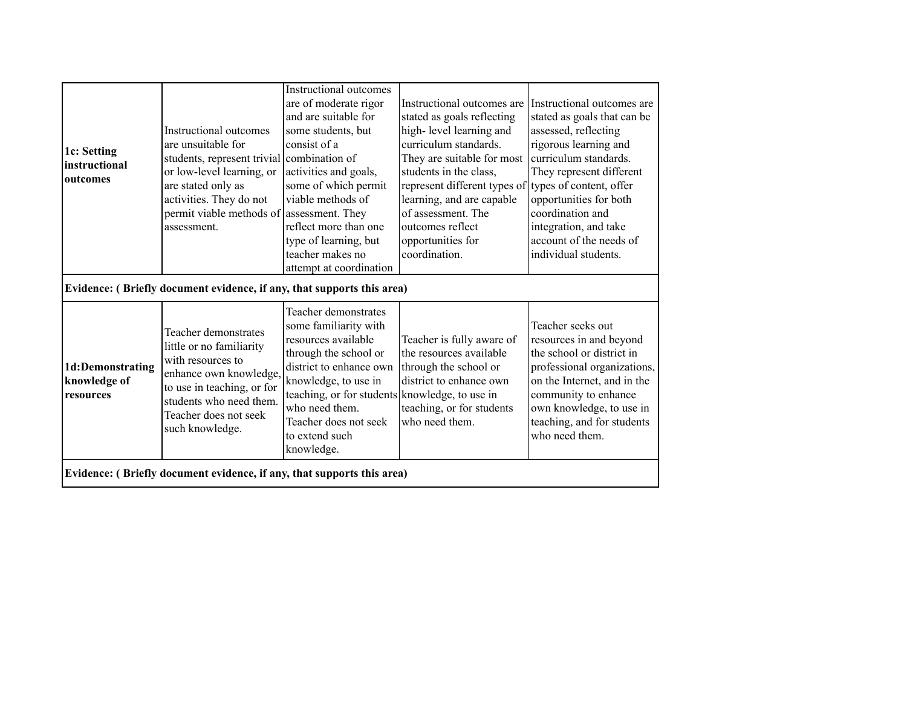| | | | | |
|---|---|---|---|---|
| **1c: Setting instructional outcomes** | Instructional outcomes are unsuitable for students, represent trivial or low-level learning, or are stated only as activities. They do not permit viable methods of assessment. | Instructional outcomes are of moderate rigor and are suitable for some students, but consist of a combination of activities and goals, some of which permit viable methods of assessment. They reflect more than one type of learning, but teacher makes no attempt at coordination | Instructional outcomes are stated as goals reflecting high- level learning and curriculum standards. They are suitable for most students in the class, represent different types of learning, and are capable of assessment. The outcomes reflect opportunities for coordination. | Instructional outcomes are stated as goals that can be assessed, reflecting rigorous learning and curriculum standards. They represent different types of content, offer opportunities for both coordination and integration, and take account of the needs of individual students. |
| **Evidence: ( Briefly document evidence, if any, that supports this area)** | | | | |
| **1d:Demonstrating knowledge of resources** | Teacher demonstrates little or no familiarity with resources to enhance own knowledge, to use in teaching, or for students who need them. Teacher does not seek such knowledge. | Teacher demonstrates some familiarity with resources available through the school or district to enhance own knowledge, to use in teaching, or for students who need them. Teacher does not seek to extend such knowledge. | Teacher is fully aware of the resources available through the school or district to enhance own knowledge, to use in teaching, or for students who need them. | Teacher seeks out resources in and beyond the school or district in professional organizations, on the Internet, and in the community to enhance own knowledge, to use in teaching, and for students who need them. |
| **Evidence: ( Briefly document evidence, if any, that supports this area)** | | | | |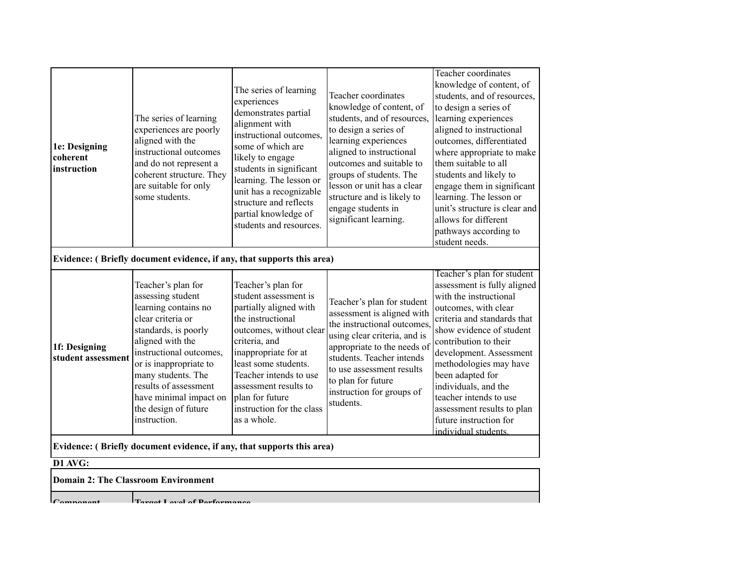| | | | | |
|---|---|---|---|---|
| **1e: Designing coherent instruction** | The series of learning experiences are poorly aligned with the instructional outcomes and do not represent a coherent structure. They are suitable for only some students. | The series of learning experiences demonstrates partial alignment with instructional outcomes, some of which are likely to engage students in significant learning. The lesson or unit has a recognizable structure and reflects partial knowledge of students and resources. | Teacher coordinates knowledge of content, of students, and of resources, to design a series of learning experiences aligned to instructional outcomes and suitable to groups of students. The lesson or unit has a clear structure and is likely to engage students in significant learning. | Teacher coordinates knowledge of content, of students, and of resources, to design a series of learning experiences aligned to instructional outcomes, differentiated where appropriate to make them suitable to all students and likely to engage them in significant learning. The lesson or unit's structure is clear and allows for different pathways according to student needs. |
| **Evidence: ( Briefly document evidence, if any, that supports this area)** | | | | |
| **1f: Designing student assessment** | Teacher's plan for assessing student learning contains no clear criteria or standards, is poorly aligned with the instructional outcomes, or is inappropriate to many students. The results of assessment have minimal impact on the design of future instruction. | Teacher's plan for student assessment is partially aligned with the instructional outcomes, without clear criteria, and inappropriate for at least some students. Teacher intends to use assessment results to plan for future instruction for the class as a whole. | Teacher's plan for student assessment is aligned with the instructional outcomes, using clear criteria, and is appropriate to the needs of students. Teacher intends to use assessment results to plan for future instruction for groups of students. | Teacher's plan for student assessment is fully aligned with the instructional outcomes, with clear criteria and standards that show evidence of student contribution to their development. Assessment methodologies may have been adapted for individuals, and the teacher intends to use assessment results to plan future instruction for individual students. |
| **Evidence: ( Briefly document evidence, if any, that supports this area)** | | | | |

**D1 AVG:**

| **Domain 2: The Classroom Environment** | |
|---|---|
| **Component** | **Target Level of Performance** |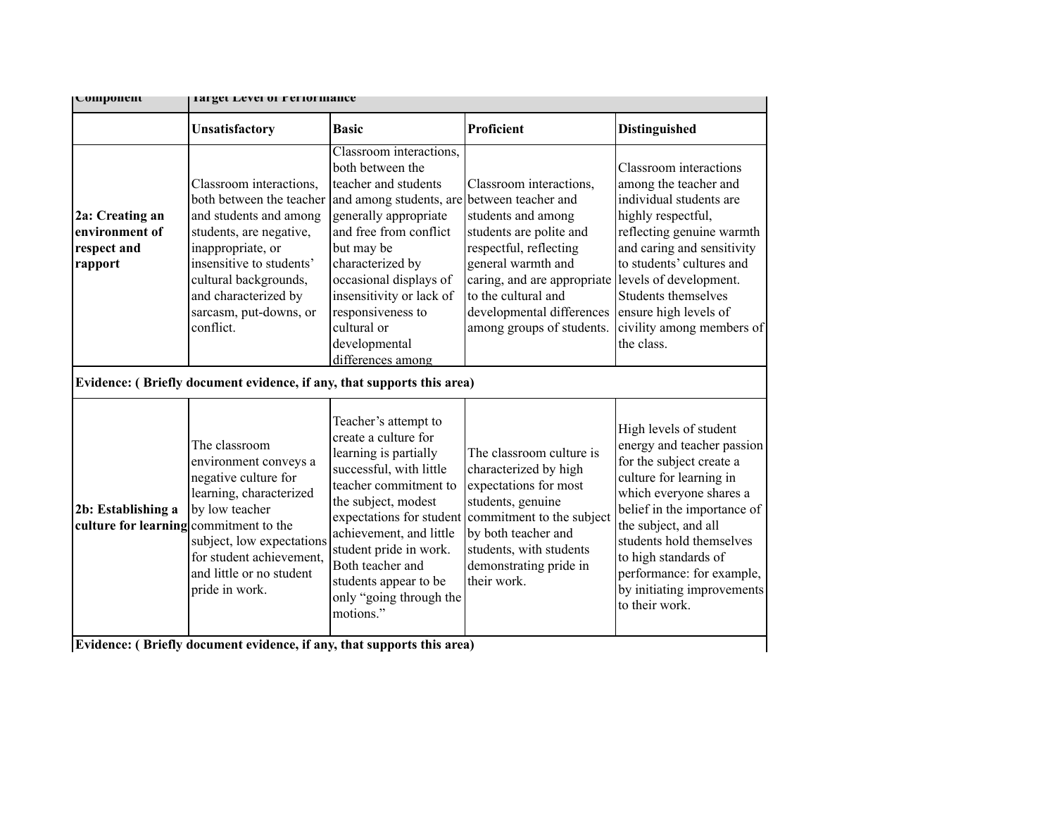| Component | Target Level of Performance | | | |
|---|---|---|---|---|
| | **Unsatisfactory** | **Basic** | **Proficient** | **Distinguished** |
| **2a: Creating an environment of respect and rapport** | Classroom interactions, both between the teacher and students and among students, are negative, inappropriate, or insensitive to students' cultural backgrounds, and characterized by sarcasm, put-downs, or conflict. | Classroom interactions, both between the teacher and students and among students, are generally appropriate and free from conflict but may be characterized by occasional displays of insensitivity or lack of responsiveness to cultural or developmental differences among | Classroom interactions, between teacher and students and among students are polite and respectful, reflecting general warmth and caring, and are appropriate to the cultural and developmental differences among groups of students. | Classroom interactions among the teacher and individual students are highly respectful, reflecting genuine warmth and caring and sensitivity to students' cultures and levels of development. Students themselves ensure high levels of civility among members of the class. |
| **Evidence: ( Briefly document evidence, if any, that supports this area)** | | | | |
| **2b: Establishing a culture for learning** | The classroom environment conveys a negative culture for learning, characterized by low teacher commitment to the subject, low expectations for student achievement, and little or no student pride in work. | Teacher's attempt to create a culture for learning is partially successful, with little teacher commitment to the subject, modest expectations for student achievement, and little student pride in work. Both teacher and students appear to be only "going through the motions." | The classroom culture is characterized by high expectations for most students, genuine commitment to the subject by both teacher and students, with students demonstrating pride in their work. | High levels of student energy and teacher passion for the subject create a culture for learning in which everyone shares a belief in the importance of the subject, and all students hold themselves to high standards of performance: for example, by initiating improvements to their work. |
| **Evidence: ( Briefly document evidence, if any, that supports this area)** | | | | |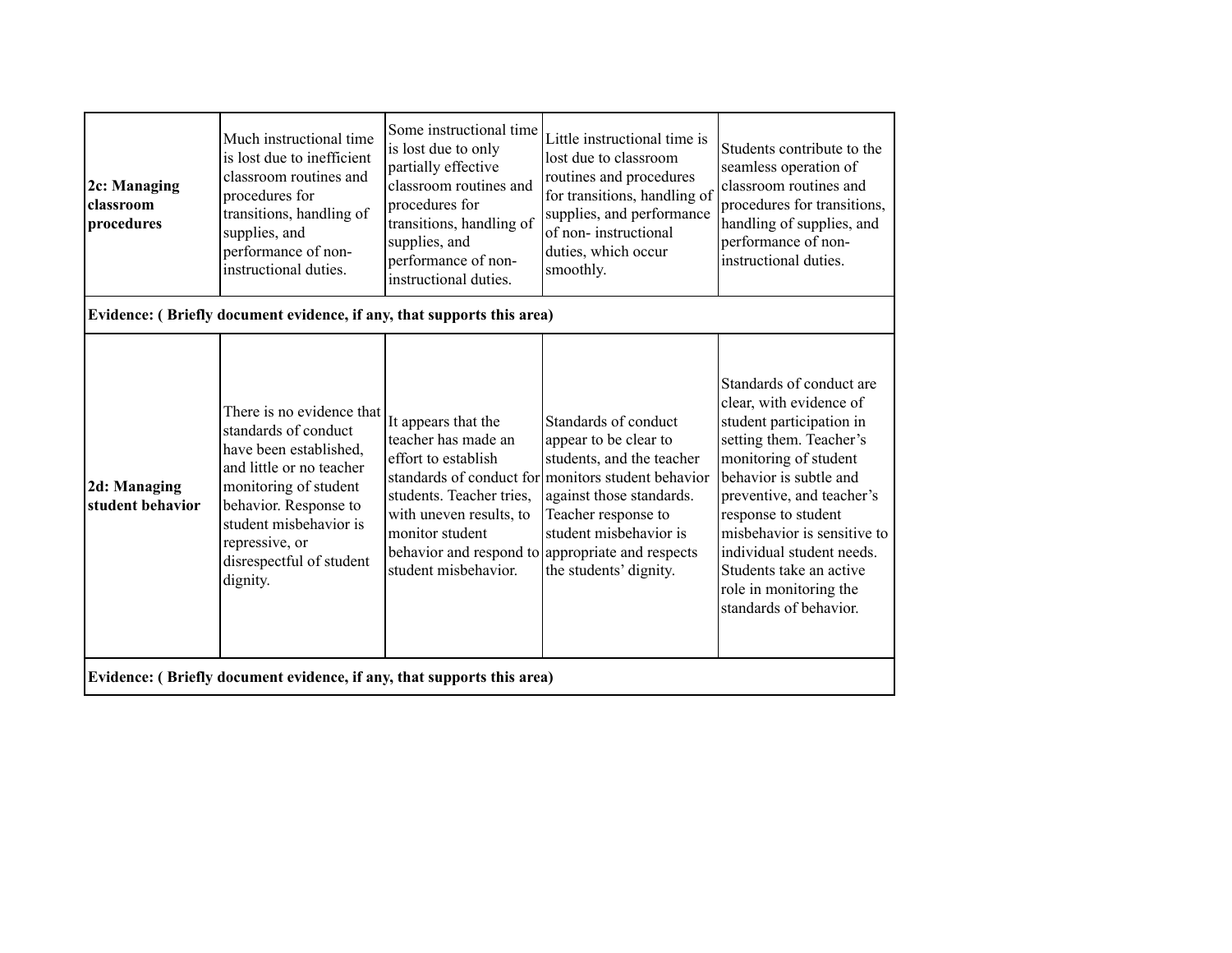| | | | | |
|---|---|---|---|---|
| **2c: Managing classroom procedures** | Much instructional time is lost due to inefficient classroom routines and procedures for transitions, handling of supplies, and performance of non-instructional duties. | Some instructional time is lost due to only partially effective classroom routines and procedures for transitions, handling of supplies, and performance of non-instructional duties. | Little instructional time is lost due to classroom routines and procedures for transitions, handling of supplies, and performance of non- instructional duties, which occur smoothly. | Students contribute to the seamless operation of classroom routines and procedures for transitions, handling of supplies, and performance of non-instructional duties. |
| **Evidence: ( Briefly document evidence, if any, that supports this area)** | | | | |
| **2d: Managing student behavior** | There is no evidence that standards of conduct have been established, and little or no teacher monitoring of student behavior. Response to student misbehavior is repressive, or disrespectful of student dignity. | It appears that the teacher has made an effort to establish standards of conduct for students. Teacher tries, with uneven results, to monitor student behavior and respond to student misbehavior. | Standards of conduct appear to be clear to students, and the teacher monitors student behavior against those standards. Teacher response to student misbehavior is appropriate and respects the students' dignity. | Standards of conduct are clear, with evidence of student participation in setting them. Teacher's monitoring of student behavior is subtle and preventive, and teacher's response to student misbehavior is sensitive to individual student needs. Students take an active role in monitoring the standards of behavior. |
| **Evidence: ( Briefly document evidence, if any, that supports this area)** | | | | |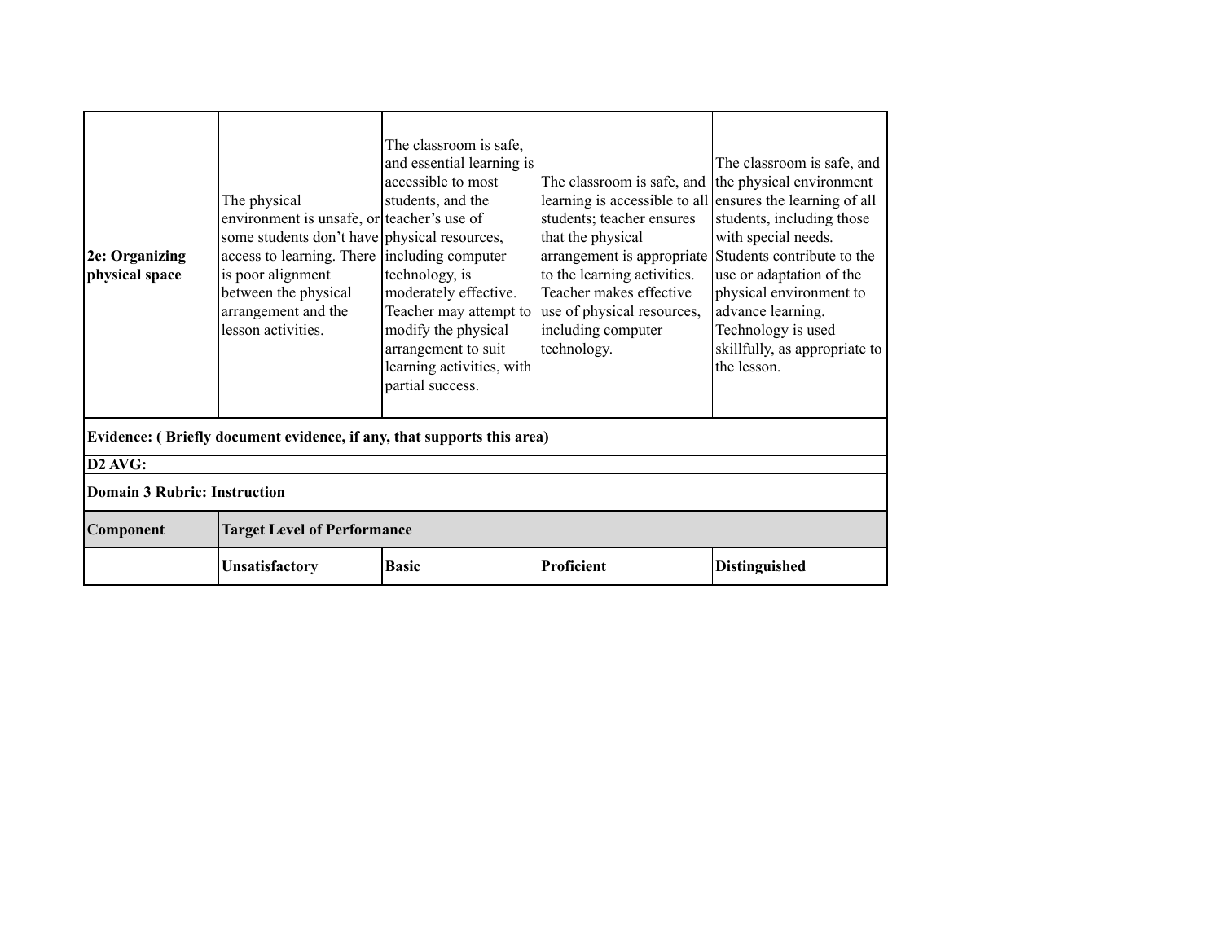| | | | | |
|---|---|---|---|---|
| **2e: Organizing physical space** | The physical environment is unsafe, or some students don't have access to learning. There is poor alignment between the physical arrangement and the lesson activities. | The classroom is safe, and essential learning is accessible to most students, and the teacher's use of physical resources, including computer technology, is moderately effective. Teacher may attempt to modify the physical arrangement to suit learning activities, with partial success. | The classroom is safe, and learning is accessible to all students; teacher ensures that the physical arrangement is appropriate to the learning activities. Teacher makes effective use of physical resources, including computer technology. | The classroom is safe, and the physical environment ensures the learning of all students, including those with special needs. Students contribute to the use or adaptation of the physical environment to advance learning. Technology is used skillfully, as appropriate to the lesson. |
| **Evidence: ( Briefly document evidence, if any, that supports this area)** | | | | |
| **D2 AVG:** | | | | |

**Domain 3 Rubric: Instruction**

| **Component** | **Target Level of Performance** | | | |
|---|---|---|---|---|
| | **Unsatisfactory** | **Basic** | **Proficient** | **Distinguished** |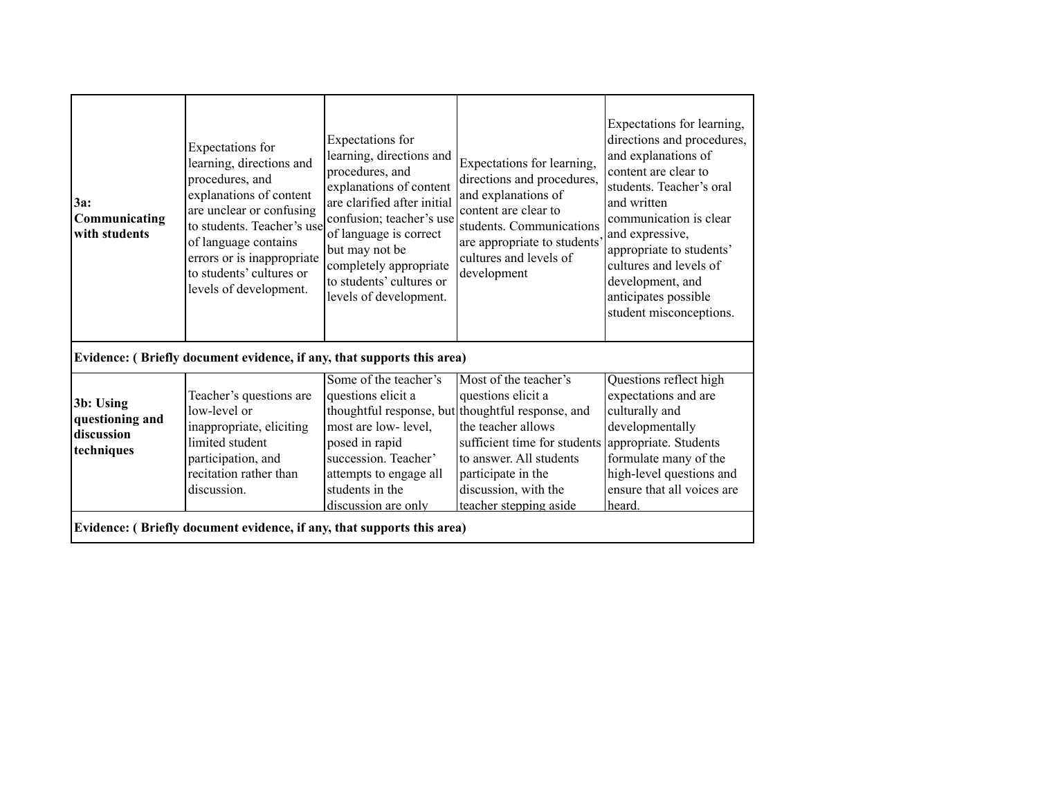| | | | | |
|---|---|---|---|---|
| **3a: Communicating with students** | Expectations for learning, directions and procedures, and explanations of content are unclear or confusing to students. Teacher's use of language contains errors or is inappropriate to students' cultures or levels of development. | Expectations for learning, directions and procedures, and explanations of content are clarified after initial confusion; teacher's use of language is correct but may not be completely appropriate to students' cultures or levels of development. | Expectations for learning, directions and procedures, and explanations of content are clear to students. Communications are appropriate to students' cultures and levels of development | Expectations for learning, directions and procedures, and explanations of content are clear to students. Teacher's oral and written communication is clear and expressive, appropriate to students' cultures and levels of development, and anticipates possible student misconceptions. |
| **Evidence: ( Briefly document evidence, if any, that supports this area)** | | | | |
| **3b: Using questioning and discussion techniques** | Teacher's questions are low-level or inappropriate, eliciting limited student participation, and recitation rather than discussion. | Some of the teacher's questions elicit a thoughtful response, but most are low- level, posed in rapid succession. Teacher' attempts to engage all students in the discussion are only | Most of the teacher's questions elicit a thoughtful response, and the teacher allows sufficient time for students to answer. All students participate in the discussion, with the teacher stepping aside | Questions reflect high expectations and are culturally and developmentally appropriate. Students formulate many of the high-level questions and ensure that all voices are heard. |
| **Evidence: ( Briefly document evidence, if any, that supports this area)** | | | | |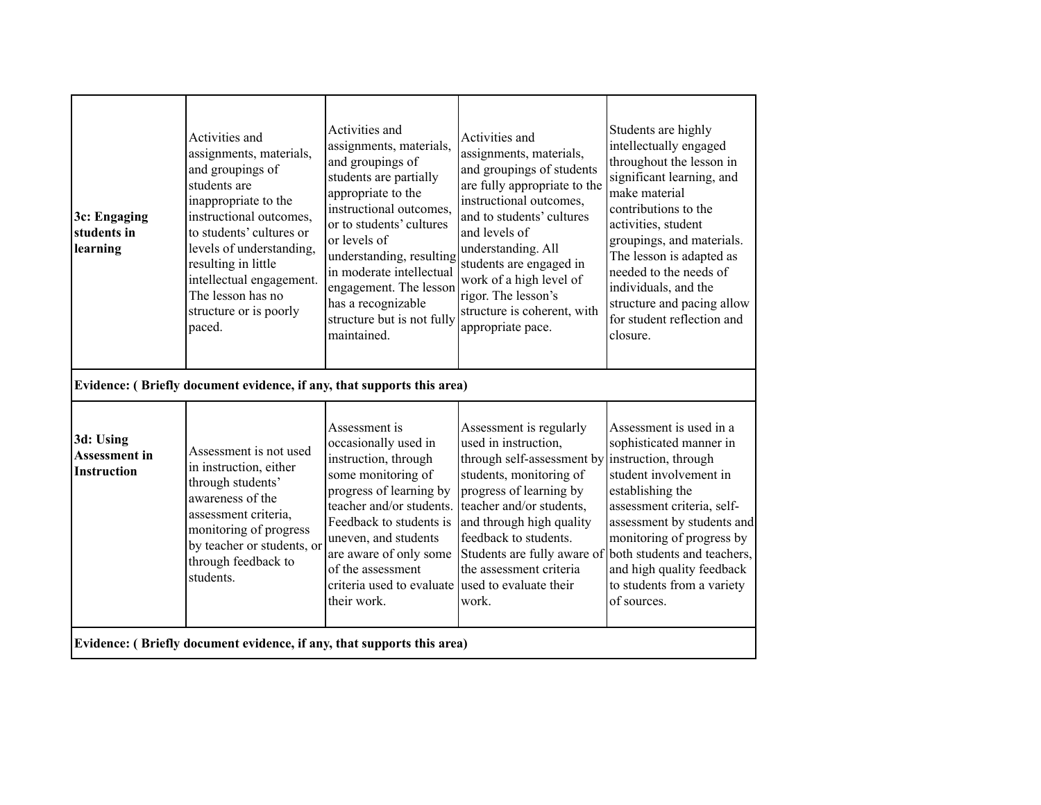| | | | | |
|---|---|---|---|---|
| **3c: Engaging students in learning** | Activities and assignments, materials, and groupings of students are inappropriate to the instructional outcomes, to students' cultures or levels of understanding, resulting in little intellectual engagement. The lesson has no structure or is poorly paced. | Activities and assignments, materials, and groupings of students are partially appropriate to the instructional outcomes, or to students' cultures or levels of understanding, resulting in moderate intellectual engagement. The lesson has a recognizable structure but is not fully maintained. | Activities and assignments, materials, and groupings of students are fully appropriate to the instructional outcomes, and to students' cultures and levels of understanding. All students are engaged in work of a high level of rigor. The lesson's structure is coherent, with appropriate pace. | Students are highly intellectually engaged throughout the lesson in significant learning, and make material contributions to the activities, student groupings, and materials. The lesson is adapted as needed to the needs of individuals, and the structure and pacing allow for student reflection and closure. |
| **Evidence: ( Briefly document evidence, if any, that supports this area)** | | | | |
| **3d: Using Assessment in Instruction** | Assessment is not used in instruction, either through students' awareness of the assessment criteria, monitoring of progress by teacher or students, or through feedback to students. | Assessment is occasionally used in instruction, through some monitoring of progress of learning by teacher and/or students. Feedback to students is uneven, and students are aware of only some of the assessment criteria used to evaluate their work. | Assessment is regularly used in instruction, through self-assessment by students, monitoring of progress of learning by teacher and/or students, and through high quality feedback to students. Students are fully aware of the assessment criteria used to evaluate their work. | Assessment is used in a sophisticated manner in instruction, through student involvement in establishing the assessment criteria, self-assessment by students and monitoring of progress by both students and teachers, and high quality feedback to students from a variety of sources. |
| **Evidence: ( Briefly document evidence, if any, that supports this area)** | | | | |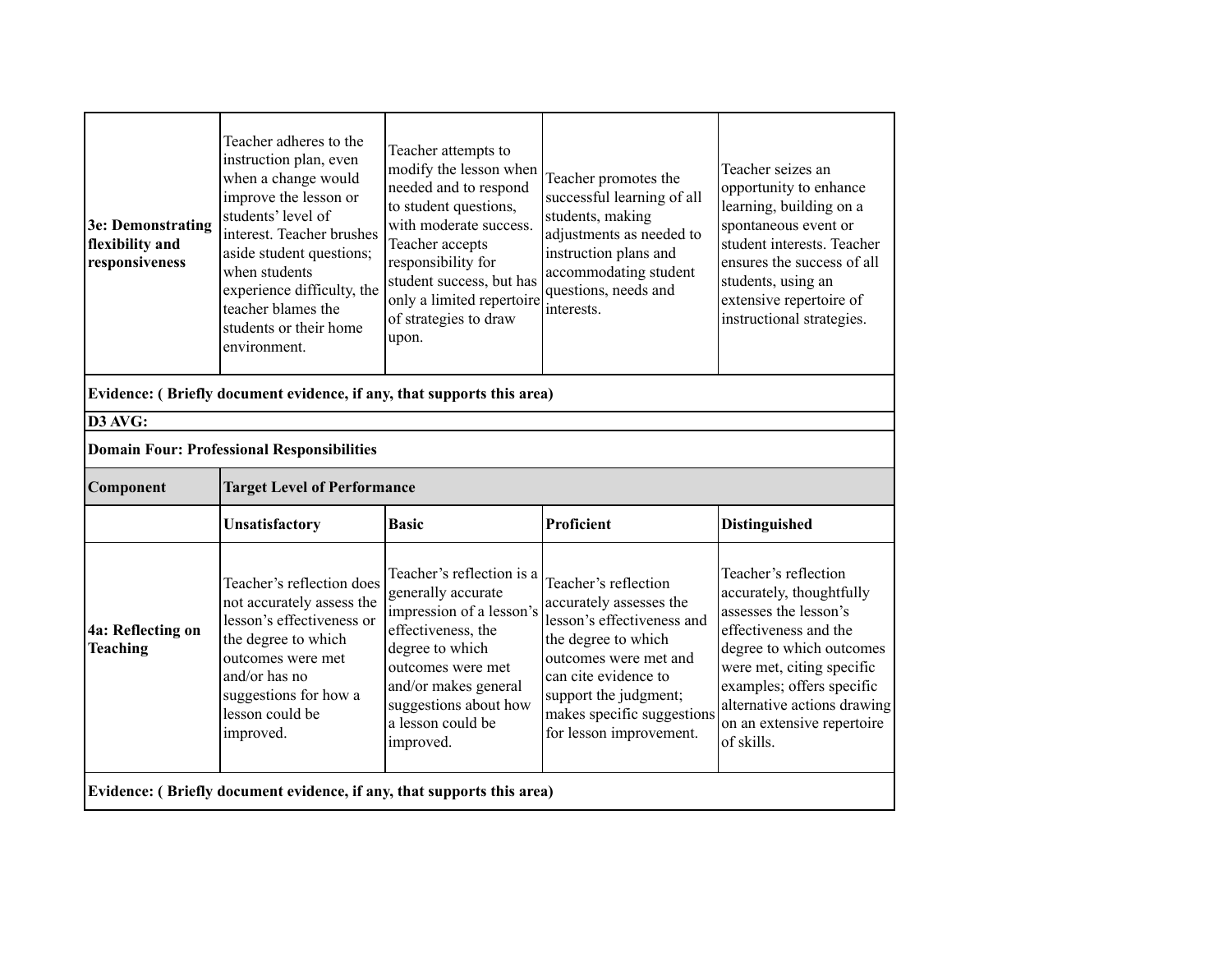| | | | | |
|---|---|---|---|---|
| **3e: Demonstrating flexibility and responsiveness** | Teacher adheres to the instruction plan, even when a change would improve the lesson or students' level of interest. Teacher brushes aside student questions; when students experience difficulty, the teacher blames the students or their home environment. | Teacher attempts to modify the lesson when needed and to respond to student questions, with moderate success. Teacher accepts responsibility for student success, but has only a limited repertoire of strategies to draw upon. | Teacher promotes the successful learning of all students, making adjustments as needed to instruction plans and accommodating student questions, needs and interests. | Teacher seizes an opportunity to enhance learning, building on a spontaneous event or student interests. Teacher ensures the success of all students, using an extensive repertoire of instructional strategies. |
| **Evidence: ( Briefly document evidence, if any, that supports this area)** | | | | |
| **D3 AVG:** | | | | |
| **Domain Four: Professional Responsibilities** | | | | |
| **Component** | **Target Level of Performance** | | | |
| | **Unsatisfactory** | **Basic** | **Proficient** | **Distinguished** |
| **4a: Reflecting on Teaching** | Teacher's reflection does not accurately assess the lesson's effectiveness or the degree to which outcomes were met and/or has no suggestions for how a lesson could be improved. | Teacher's reflection is a generally accurate impression of a lesson's effectiveness, the degree to which outcomes were met and/or makes general suggestions about how a lesson could be improved. | Teacher's reflection accurately assesses the lesson's effectiveness and the degree to which outcomes were met and can cite evidence to support the judgment; makes specific suggestions for lesson improvement. | Teacher's reflection accurately, thoughtfully assesses the lesson's effectiveness and the degree to which outcomes were met, citing specific examples; offers specific alternative actions drawing on an extensive repertoire of skills. |
| **Evidence: ( Briefly document evidence, if any, that supports this area)** | | | | |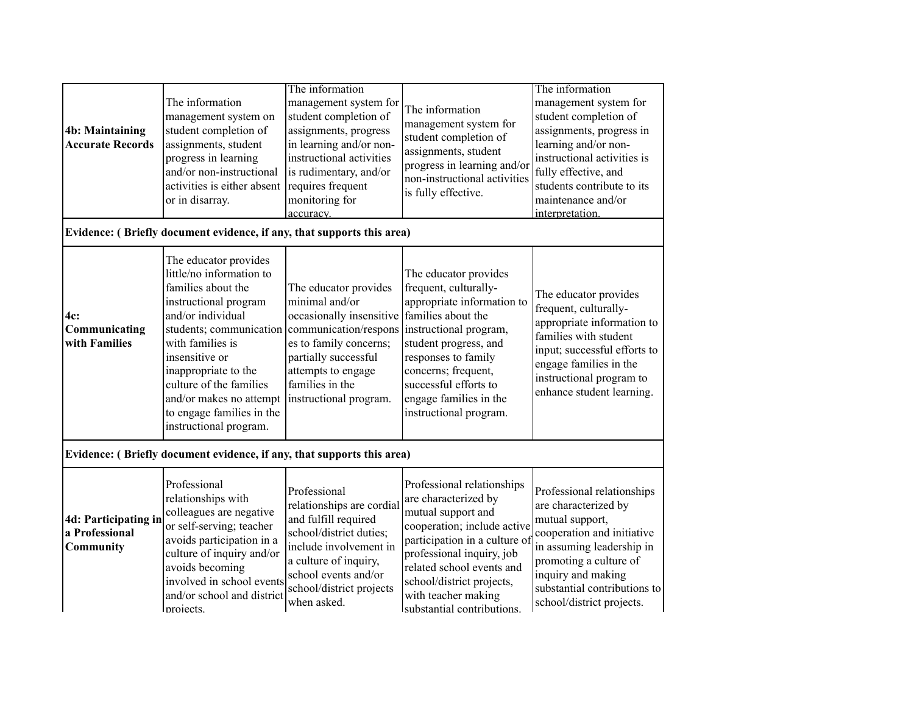| | | | | |
|---|---|---|---|---|
| **4b: Maintaining Accurate Records** | The information management system on student completion of assignments, student progress in learning and/or non-instructional activities is either absent or in disarray. | The information management system for student completion of assignments, progress in learning and/or non-instructional activities is rudimentary, and/or requires frequent monitoring for accuracy. | The information management system for student completion of assignments, student progress in learning and/or non-instructional activities is fully effective. | The information management system for student completion of assignments, progress in learning and/or non-instructional activities is fully effective, and students contribute to its maintenance and/or interpretation. |
| **Evidence: ( Briefly document evidence, if any, that supports this area)** | | | | |
| **4c: Communicating with Families** | The educator provides little/no information to families about the instructional program and/or individual students; communication with families is insensitive or inappropriate to the culture of the families and/or makes no attempt to engage families in the instructional program. | The educator provides minimal and/or occasionally insensitive communication/responses to family concerns; partially successful attempts to engage families in the instructional program. | The educator provides frequent, culturally-appropriate information to families about the instructional program, student progress, and responses to family concerns; frequent, successful efforts to engage families in the instructional program. | The educator provides frequent, culturally-appropriate information to families with student input; successful efforts to engage families in the instructional program to enhance student learning. |
| **Evidence: ( Briefly document evidence, if any, that supports this area)** | | | | |
| **4d: Participating in a Professional Community** | Professional relationships with colleagues are negative or self-serving; teacher avoids participation in a culture of inquiry and/or avoids becoming involved in school events and/or school and district projects. | Professional relationships are cordial and fulfill required school/district duties; include involvement in a culture of inquiry, school events and/or school/district projects when asked. | Professional relationships are characterized by mutual support and cooperation; include active participation in a culture of professional inquiry, job related school events and school/district projects, with teacher making substantial contributions. | Professional relationships are characterized by mutual support, cooperation and initiative in assuming leadership in promoting a culture of inquiry and making substantial contributions to school/district projects. |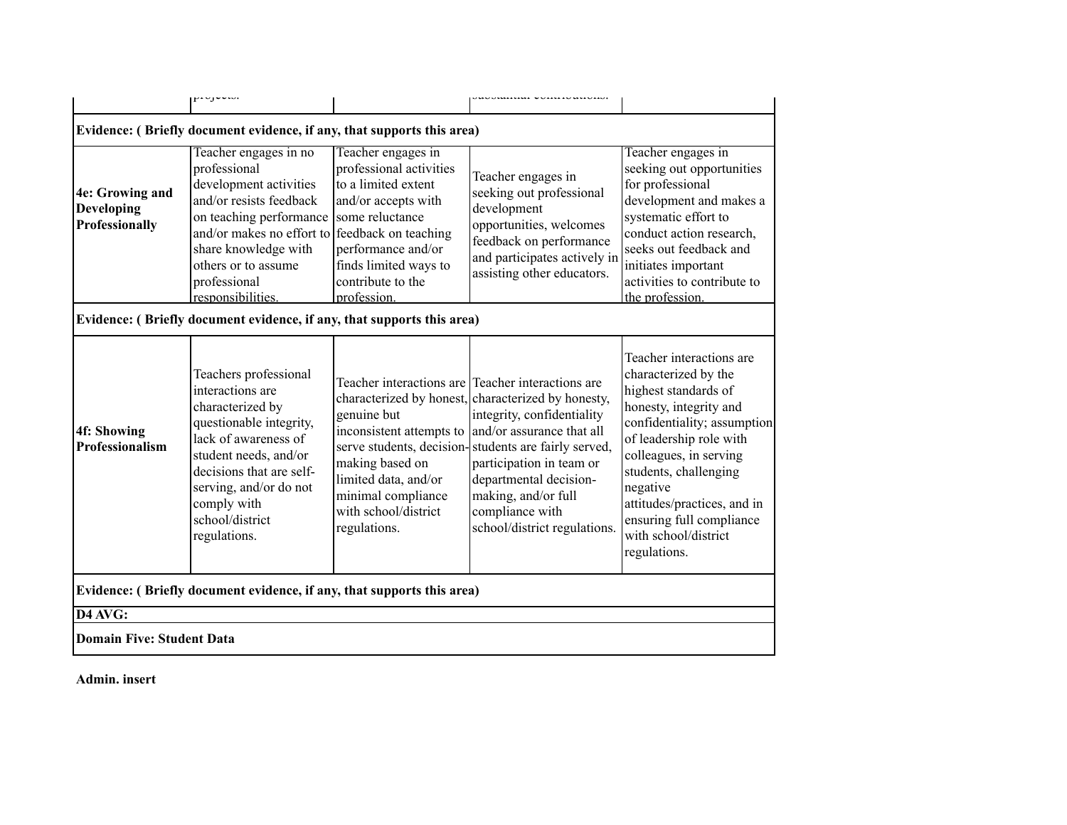| | | | | |
|---|---|---|---|---|
| | projects. | | substantial contributions. | |
| **Evidence: ( Briefly document evidence, if any, that supports this area)** | | | | |
| **4e: Growing and Developing Professionally** | Teacher engages in no professional development activities and/or resists feedback on teaching performance and/or makes no effort to share knowledge with others or to assume professional responsibilities. | Teacher engages in professional activities to a limited extent and/or accepts with some reluctance feedback on teaching performance and/or finds limited ways to contribute to the profession. | Teacher engages in seeking out professional development opportunities, welcomes feedback on performance and participates actively in assisting other educators. | Teacher engages in seeking out opportunities for professional development and makes a systematic effort to conduct action research, seeks out feedback and initiates important activities to contribute to the profession. |
| **Evidence: ( Briefly document evidence, if any, that supports this area)** | | | | |
| **4f: Showing Professionalism** | Teachers professional interactions are characterized by questionable integrity, lack of awareness of student needs, and/or decisions that are self-serving, and/or do not comply with school/district regulations. | Teacher interactions are characterized by honest, genuine but inconsistent attempts to serve students, decision-making based on limited data, and/or minimal compliance with school/district regulations. | Teacher interactions are characterized by honesty, integrity, confidentiality and/or assurance that all students are fairly served, participation in team or departmental decision-making, and/or full compliance with school/district regulations. | Teacher interactions are characterized by the highest standards of honesty, integrity and confidentiality; assumption of leadership role with colleagues, in serving students, challenging negative attitudes/practices, and in ensuring full compliance with school/district regulations. |
| **Evidence: ( Briefly document evidence, if any, that supports this area)** | | | | |
| **D4 AVG:** | | | | |
| **Domain Five: Student Data** | | | | |

**Admin. insert**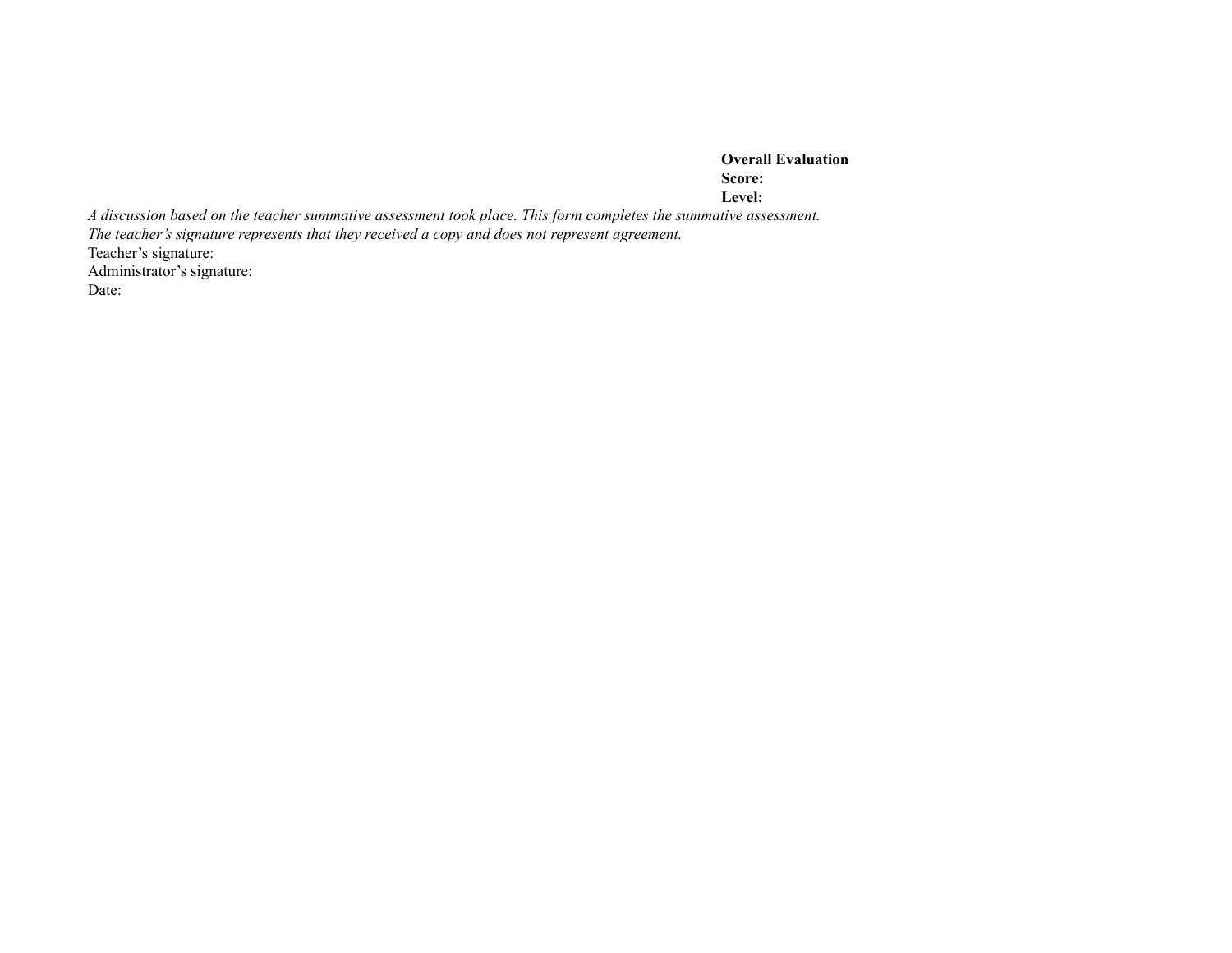**Overall Evaluation**
**Score:**
**Level:**

*A discussion based on the teacher summative assessment took place. This form completes the summative assessment. The teacher's signature represents that they received a copy and does not represent agreement.*

Teacher's signature:
Administrator's signature:
Date: